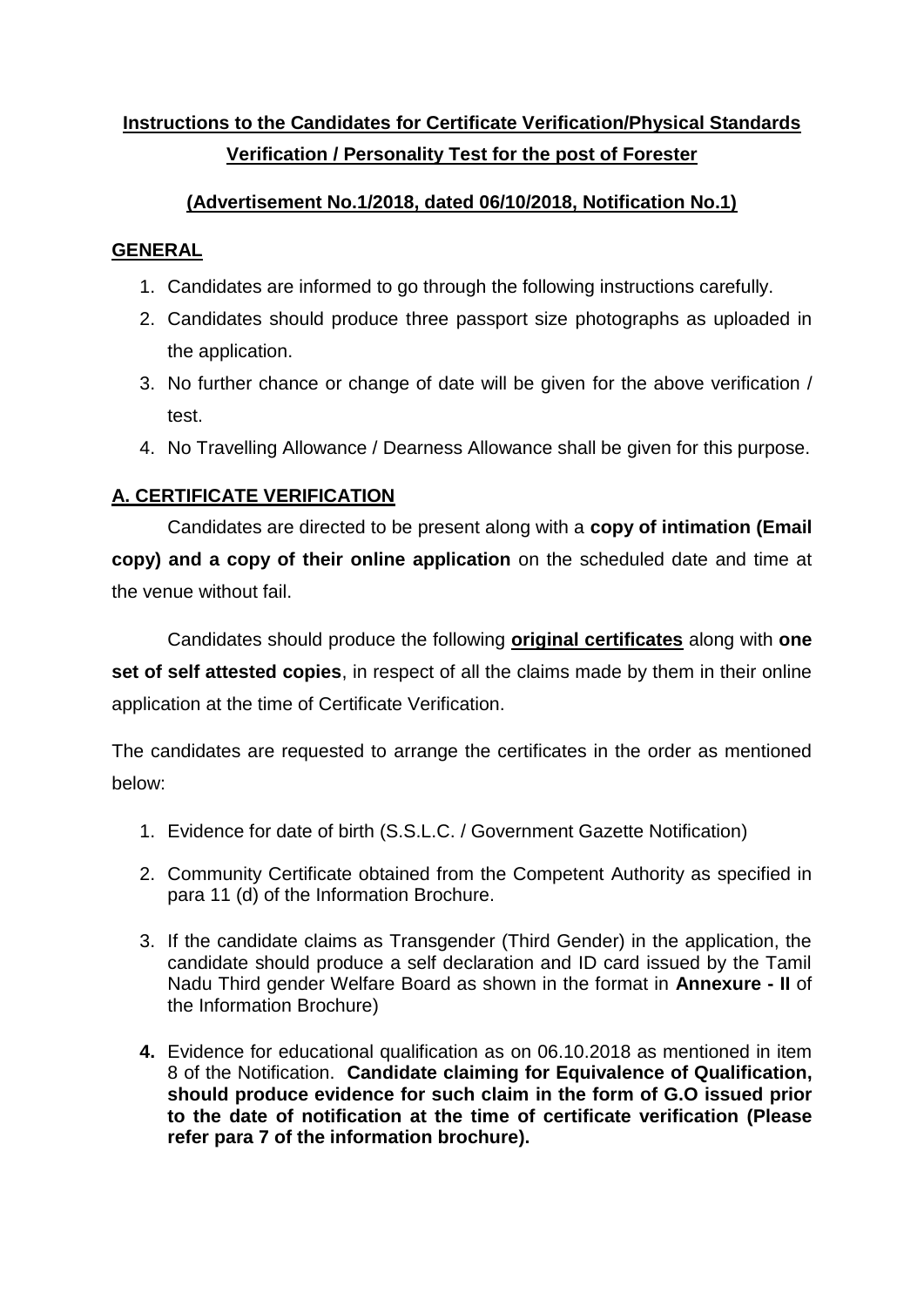# Instructions to the Candidates for Certificate Verification/Physical Standards Verification / Personality Test for the post of Forester

## (Advertisement No.1/2018, dated 06/10/2018, Notification No.1)

### GENERAL

1. Candidates are informed to go through the following instructions carefully.
2. Candidates should produce three passport size photographs as uploaded in the application.
3. No further chance or change of date will be given for the above verification / test.
4. No Travelling Allowance / Dearness Allowance shall be given for this purpose.

### A. CERTIFICATE VERIFICATION

Candidates are directed to be present along with a **copy of intimation (Email copy) and a copy of their online application** on the scheduled date and time at the venue without fail.

Candidates should produce the following **original certificates** along with **one set of self attested copies**, in respect of all the claims made by them in their online application at the time of Certificate Verification.

The candidates are requested to arrange the certificates in the order as mentioned below:

1. Evidence for date of birth (S.S.L.C. / Government Gazette Notification)
2. Community Certificate obtained from the Competent Authority as specified in para 11 (d) of the Information Brochure.
3. If the candidate claims as Transgender (Third Gender) in the application, the candidate should produce a self declaration and ID card issued by the Tamil Nadu Third gender Welfare Board as shown in the format in **Annexure - II** of the Information Brochure)
4. Evidence for educational qualification as on 06.10.2018 as mentioned in item 8 of the Notification. **Candidate claiming for Equivalence of Qualification, should produce evidence for such claim in the form of G.O issued prior to the date of notification at the time of certificate verification (Please refer para 7 of the information brochure).**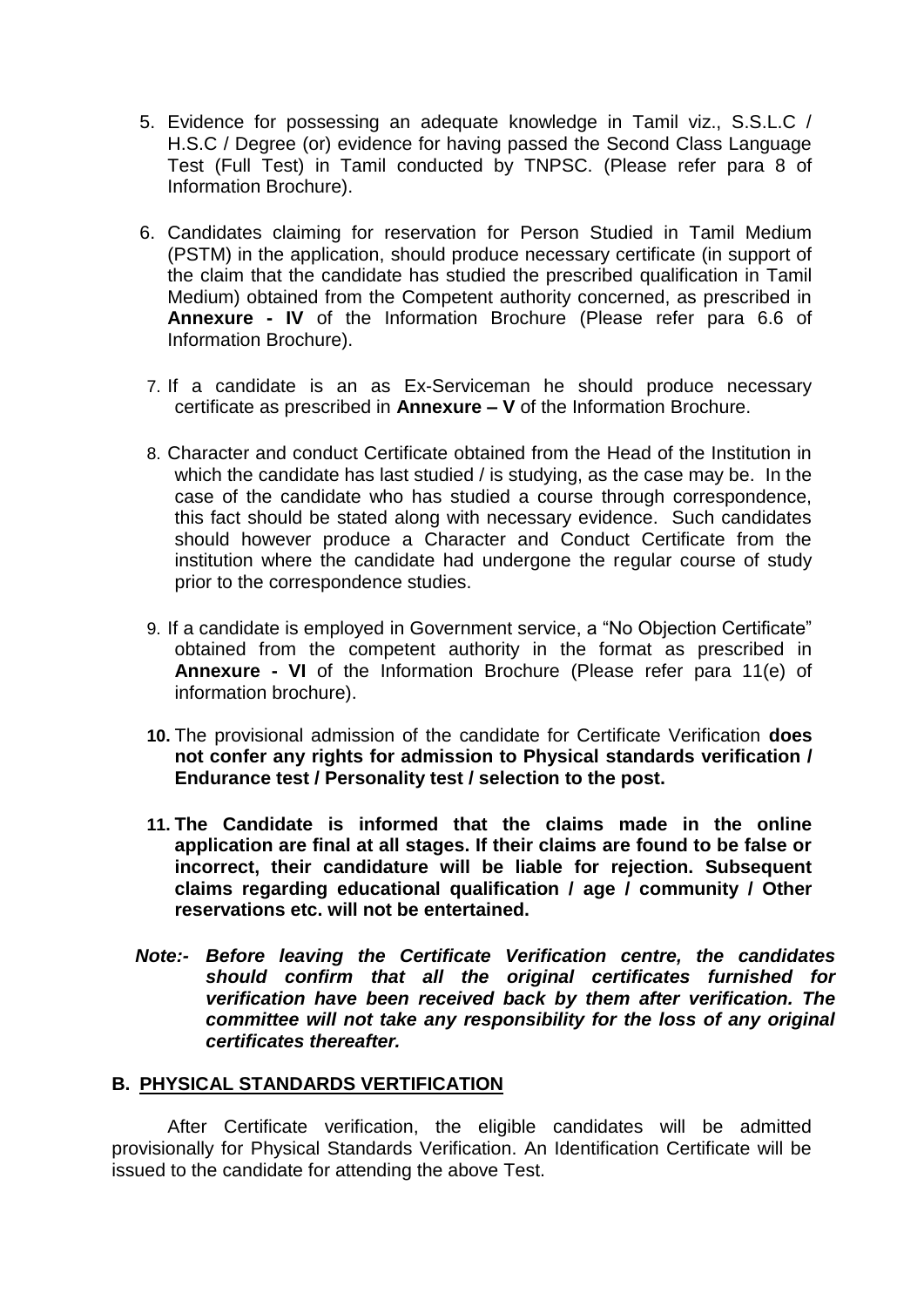5. Evidence for possessing an adequate knowledge in Tamil viz., S.S.L.C / H.S.C / Degree (or) evidence for having passed the Second Class Language Test (Full Test) in Tamil conducted by TNPSC. (Please refer para 8 of Information Brochure).

6. Candidates claiming for reservation for Person Studied in Tamil Medium (PSTM) in the application, should produce necessary certificate (in support of the claim that the candidate has studied the prescribed qualification in Tamil Medium) obtained from the Competent authority concerned, as prescribed in **Annexure - IV** of the Information Brochure (Please refer para 6.6 of Information Brochure).

7. If a candidate is an as Ex-Serviceman he should produce necessary certificate as prescribed in **Annexure – V** of the Information Brochure.

8. Character and conduct Certificate obtained from the Head of the Institution in which the candidate has last studied / is studying, as the case may be. In the case of the candidate who has studied a course through correspondence, this fact should be stated along with necessary evidence. Such candidates should however produce a Character and Conduct Certificate from the institution where the candidate had undergone the regular course of study prior to the correspondence studies.

9. If a candidate is employed in Government service, a "No Objection Certificate" obtained from the competent authority in the format as prescribed in **Annexure - VI** of the Information Brochure (Please refer para 11(e) of information brochure).

10. The provisional admission of the candidate for Certificate Verification **does not confer any rights for admission to Physical standards verification / Endurance test / Personality test / selection to the post.**

11. **The Candidate is informed that the claims made in the online application are final at all stages. If their claims are found to be false or incorrect, their candidature will be liable for rejection. Subsequent claims regarding educational qualification / age / community / Other reservations etc. will not be entertained.**

***Note:- Before leaving the Certificate Verification centre, the candidates should confirm that all the original certificates furnished for verification have been received back by them after verification. The committee will not take any responsibility for the loss of any original certificates thereafter.***

## B. PHYSICAL STANDARDS VERTIFICATION

After Certificate verification, the eligible candidates will be admitted provisionally for Physical Standards Verification. An Identification Certificate will be issued to the candidate for attending the above Test.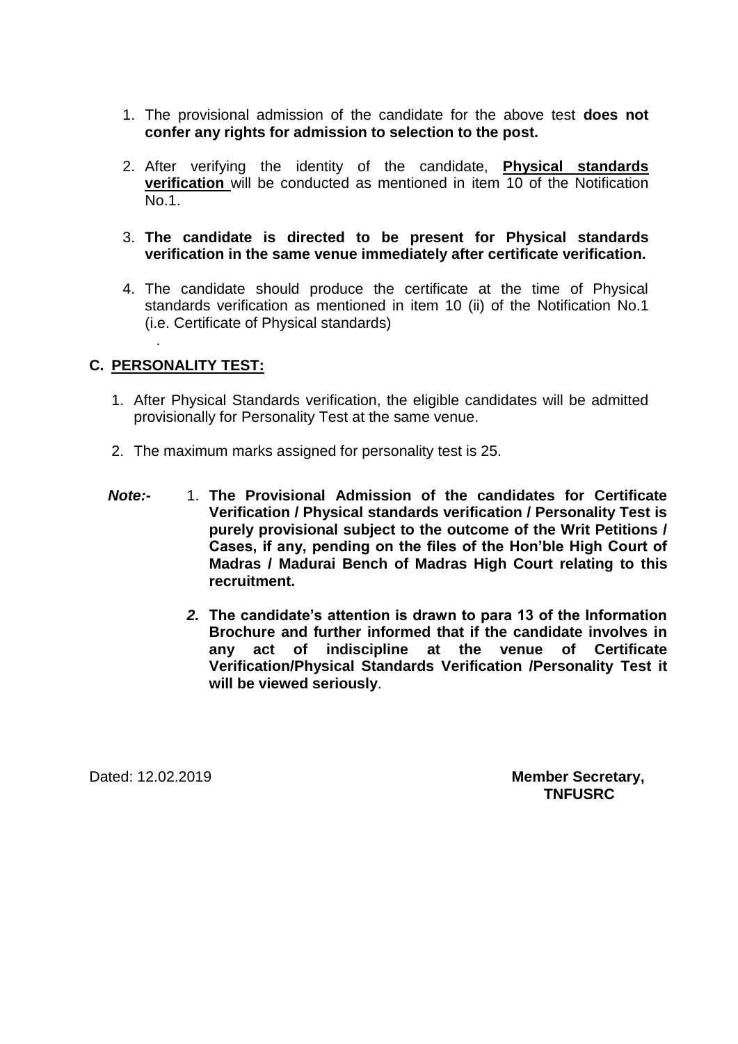1. The provisional admission of the candidate for the above test **does not confer any rights for admission to selection to the post.**

2. After verifying the identity of the candidate, **Physical standards verification** will be conducted as mentioned in item 10 of the Notification No.1.

3. **The candidate is directed to be present for Physical standards verification in the same venue immediately after certificate verification.**

4. The candidate should produce the certificate at the time of Physical standards verification as mentioned in item 10 (ii) of the Notification No.1 (i.e. Certificate of Physical standards)

.

## C. PERSONALITY TEST:

1. After Physical Standards verification, the eligible candidates will be admitted provisionally for Personality Test at the same venue.

2. The maximum marks assigned for personality test is 25.

***Note:-***

1. **The Provisional Admission of the candidates for Certificate Verification / Physical standards verification / Personality Test is purely provisional subject to the outcome of the Writ Petitions / Cases, if any, pending on the files of the Hon'ble High Court of Madras / Madurai Bench of Madras High Court relating to this recruitment.**

2. **The candidate's attention is drawn to para 13 of the Information Brochure and further informed that if the candidate involves in any act of indiscipline at the venue of Certificate Verification/Physical Standards Verification /Personality Test it will be viewed seriously**.

Dated: 12.02.2019

**Member Secretary,**
**TNFUSRC**